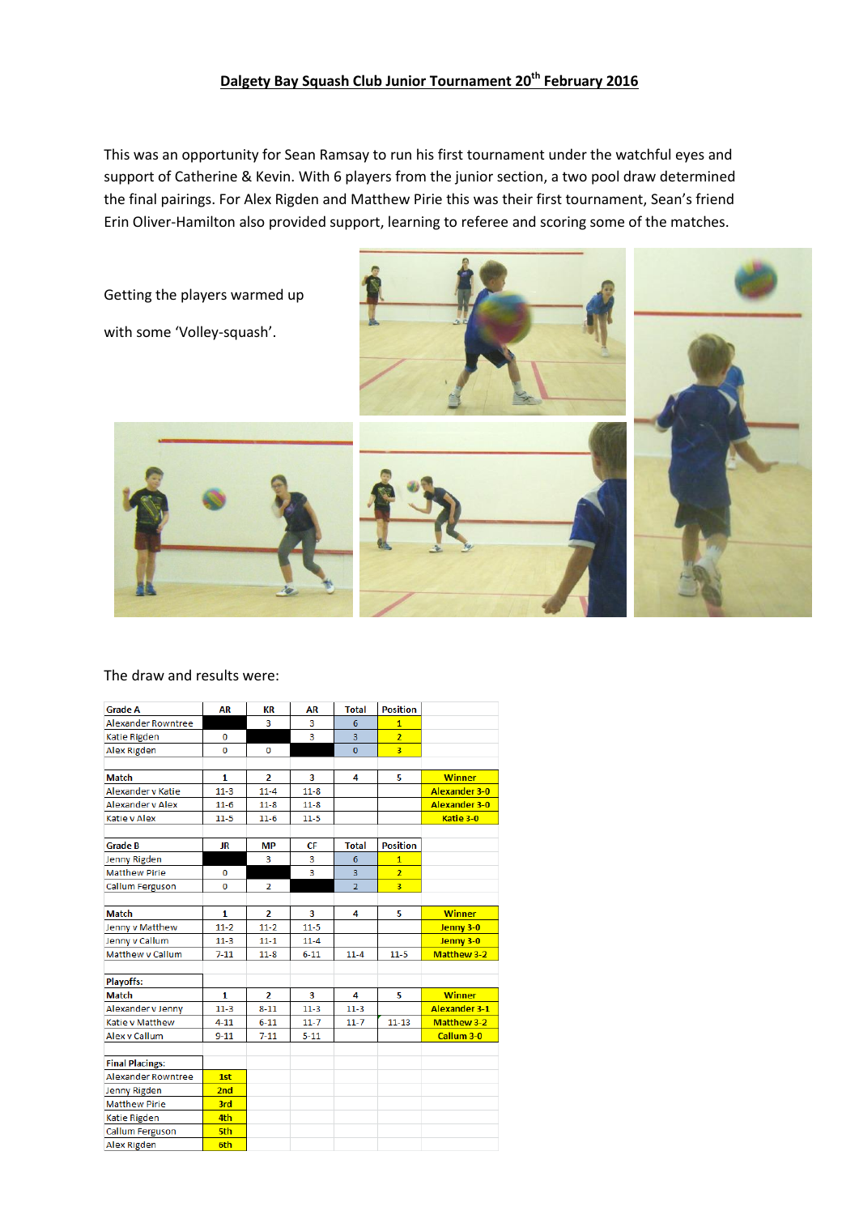# Dalgety Bay Squash Club Junior Tournament 20th February 2016

This was an opportunity for Sean Ramsay to run his first tournament under the watchful eyes and support of Catherine & Kevin. With 6 players from the junior section, a two pool draw determined the final pairings. For Alex Rigden and Matthew Pirie this was their first tournament, Sean's friend Erin Oliver-Hamilton also provided support, learning to referee and scoring some of the matches.

Getting the players warmed up

with some 'Volley-squash'.

The draw and results were:

| Grade A | AR | KR | AR | Total | Position |
|---|---|---|---|---|---|
| Alexander Rowntree | | 3 | 3 | 6 | 1 |
| Katie Rigden | 0 | | 3 | 3 | 2 |
| Alex Rigden | 0 | 0 | | 0 | 3 |

| Match | 1 | 2 | 3 | 4 | 5 | Winner |
|---|---|---|---|---|---|---|
| Alexander v Katie | 11-3 | 11-4 | 11-8 | | | Alexander 3-0 |
| Alexander v Alex | 11-6 | 11-8 | 11-8 | | | Alexander 3-0 |
| Katie v Alex | 11-5 | 11-6 | 11-5 | | | Katie 3-0 |

| Grade B | JR | MP | CF | Total | Position |
|---|---|---|---|---|---|
| Jenny Rigden | | 3 | 3 | 6 | 1 |
| Matthew Pirie | 0 | | 3 | 3 | 2 |
| Callum Ferguson | 0 | 2 | | 2 | 3 |

| Match | 1 | 2 | 3 | 4 | 5 | Winner |
|---|---|---|---|---|---|---|
| Jenny v Matthew | 11-2 | 11-2 | 11-5 | | | Jenny 3-0 |
| Jenny v Callum | 11-3 | 11-1 | 11-4 | | | Jenny 3-0 |
| Matthew v Callum | 7-11 | 11-8 | 6-11 | 11-4 | 11-5 | Matthew 3-2 |

**Playoffs:**

| Match | 1 | 2 | 3 | 4 | 5 | Winner |
|---|---|---|---|---|---|---|
| Alexander v Jenny | 11-3 | 8-11 | 11-3 | 11-3 | | Alexander 3-1 |
| Katie v Matthew | 4-11 | 6-11 | 11-7 | 11-7 | 11-13 | Matthew 3-2 |
| Alex v Callum | 9-11 | 7-11 | 5-11 | | | Callum 3-0 |

| Final Placings: | |
|---|---|
| Alexander Rowntree | 1st |
| Jenny Rigden | 2nd |
| Matthew Pirie | 3rd |
| Katie Rigden | 4th |
| Callum Ferguson | 5th |
| Alex Rigden | 6th |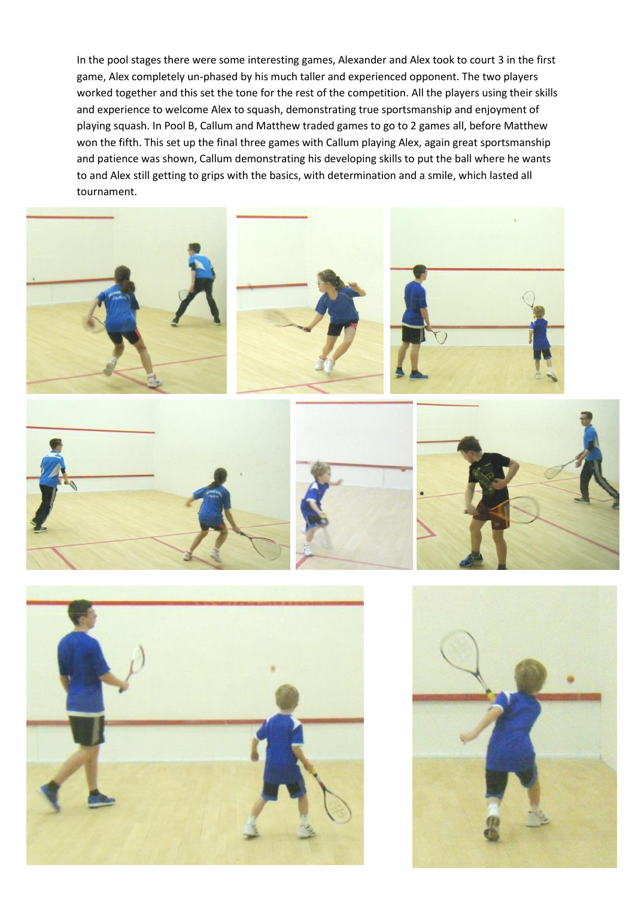In the pool stages there were some interesting games, Alexander and Alex took to court 3 in the first game, Alex completely un-phased by his much taller and experienced opponent. The two players worked together and this set the tone for the rest of the competition. All the players using their skills and experience to welcome Alex to squash, demonstrating true sportsmanship and enjoyment of playing squash. In Pool B, Callum and Matthew traded games to go to 2 games all, before Matthew won the fifth. This set up the final three games with Callum playing Alex, again great sportsmanship and patience was shown, Callum demonstrating his developing skills to put the ball where he wants to and Alex still getting to grips with the basics, with determination and a smile, which lasted all tournament.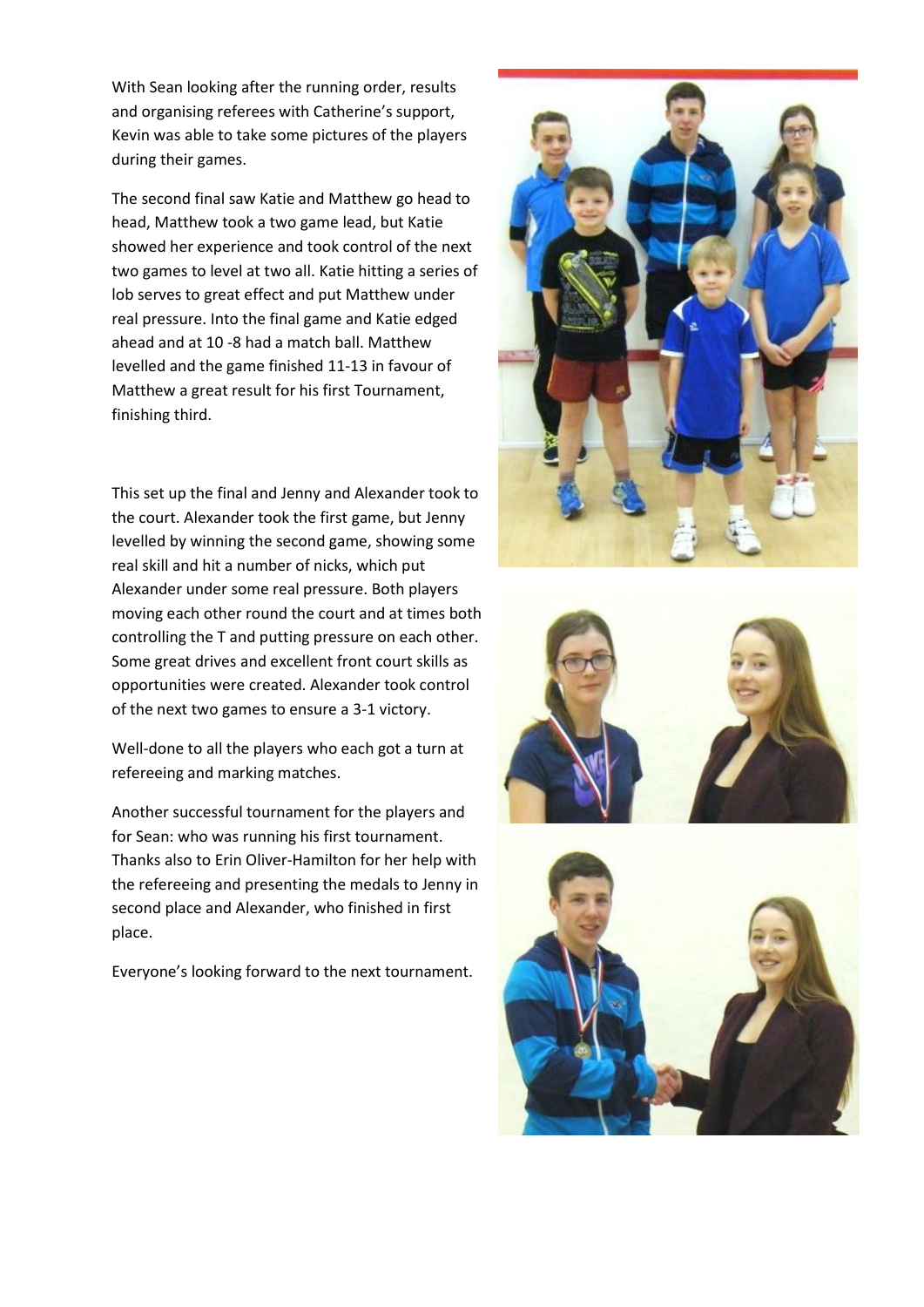With Sean looking after the running order, results and organising referees with Catherine's support, Kevin was able to take some pictures of the players during their games.

The second final saw Katie and Matthew go head to head, Matthew took a two game lead, but Katie showed her experience and took control of the next two games to level at two all. Katie hitting a series of lob serves to great effect and put Matthew under real pressure. Into the final game and Katie edged ahead and at 10 -8 had a match ball. Matthew levelled and the game finished 11-13 in favour of Matthew a great result for his first Tournament, finishing third.

This set up the final and Jenny and Alexander took to the court. Alexander took the first game, but Jenny levelled by winning the second game, showing some real skill and hit a number of nicks, which put Alexander under some real pressure. Both players moving each other round the court and at times both controlling the T and putting pressure on each other. Some great drives and excellent front court skills as opportunities were created. Alexander took control of the next two games to ensure a 3-1 victory.

Well-done to all the players who each got a turn at refereeing and marking matches.

Another successful tournament for the players and for Sean: who was running his first tournament. Thanks also to Erin Oliver-Hamilton for her help with the refereeing and presenting the medals to Jenny in second place and Alexander, who finished in first place.

Everyone's looking forward to the next tournament.